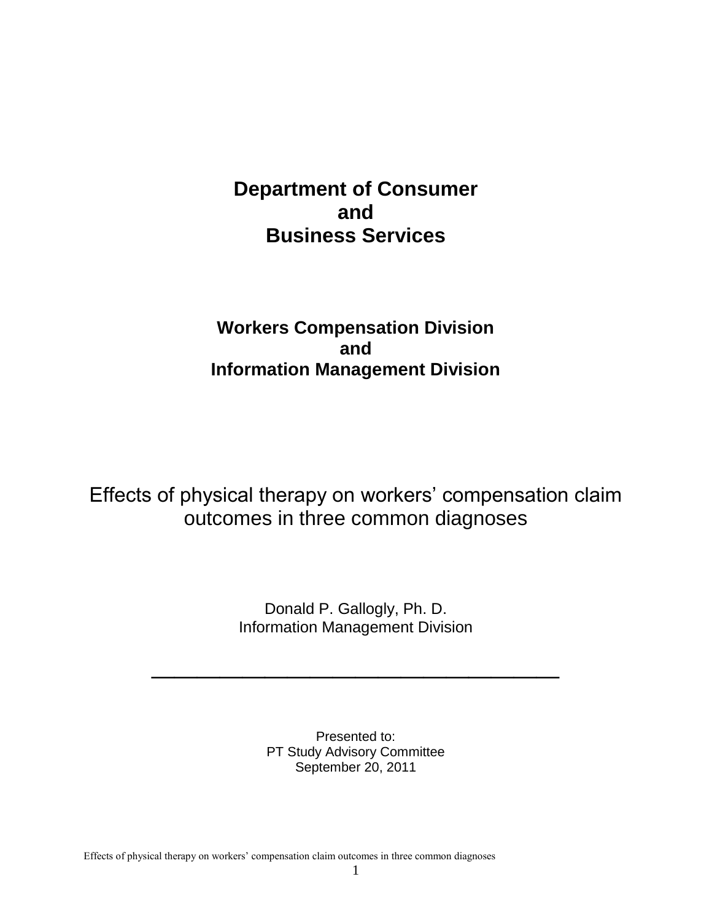# Department of Consumer and Business Services

## Workers Compensation Division and Information Management Division

# Effects of physical therapy on workers' compensation claim outcomes in three common diagnoses

Donald P. Gallogly, Ph. D.
Information Management Division

---

Presented to:
PT Study Advisory Committee
September 20, 2011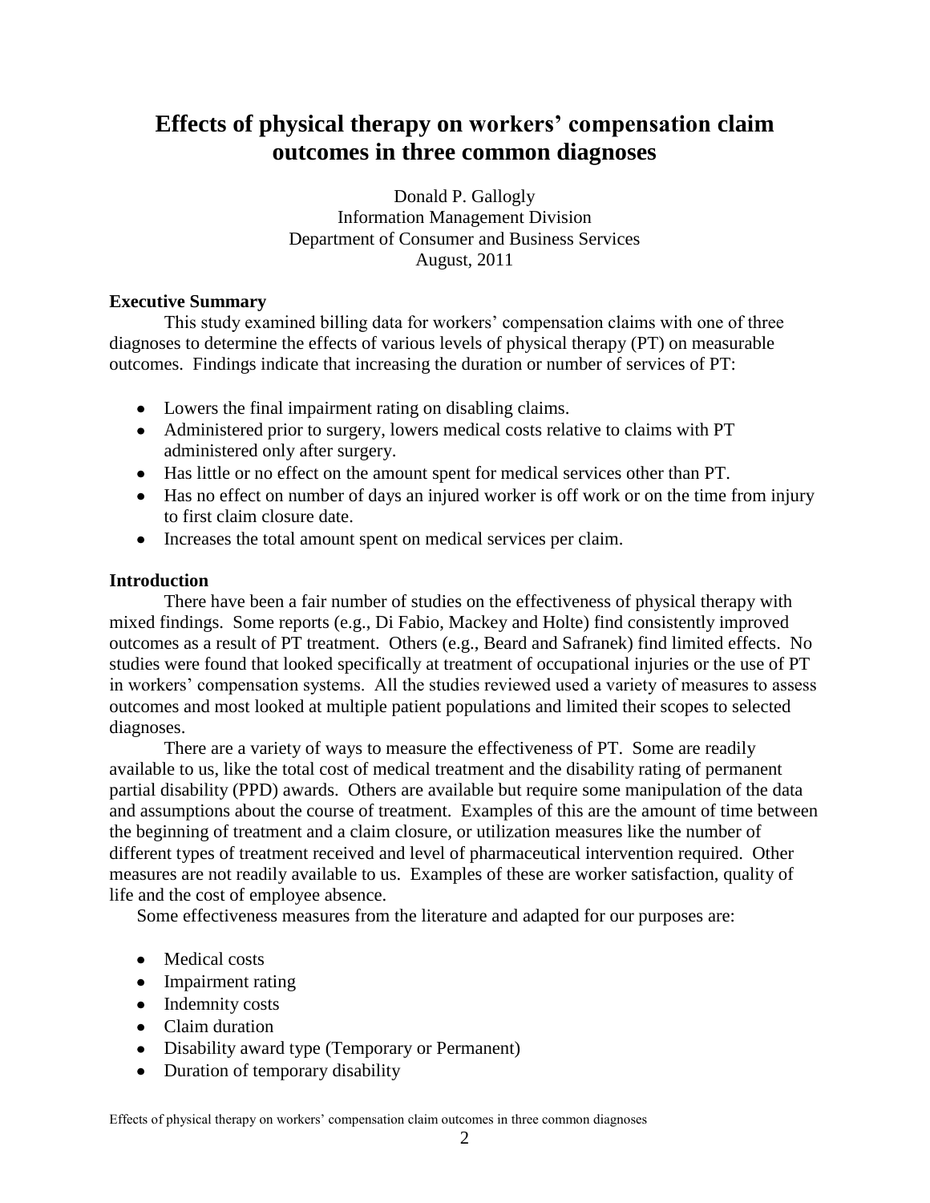# Effects of physical therapy on workers' compensation claim outcomes in three common diagnoses

Donald P. Gallogly
Information Management Division
Department of Consumer and Business Services
August, 2011

## Executive Summary

This study examined billing data for workers' compensation claims with one of three diagnoses to determine the effects of various levels of physical therapy (PT) on measurable outcomes. Findings indicate that increasing the duration or number of services of PT:

- Lowers the final impairment rating on disabling claims.
- Administered prior to surgery, lowers medical costs relative to claims with PT administered only after surgery.
- Has little or no effect on the amount spent for medical services other than PT.
- Has no effect on number of days an injured worker is off work or on the time from injury to first claim closure date.
- Increases the total amount spent on medical services per claim.

## Introduction

There have been a fair number of studies on the effectiveness of physical therapy with mixed findings. Some reports (e.g., Di Fabio, Mackey and Holte) find consistently improved outcomes as a result of PT treatment. Others (e.g., Beard and Safranek) find limited effects. No studies were found that looked specifically at treatment of occupational injuries or the use of PT in workers' compensation systems. All the studies reviewed used a variety of measures to assess outcomes and most looked at multiple patient populations and limited their scopes to selected diagnoses.

There are a variety of ways to measure the effectiveness of PT. Some are readily available to us, like the total cost of medical treatment and the disability rating of permanent partial disability (PPD) awards. Others are available but require some manipulation of the data and assumptions about the course of treatment. Examples of this are the amount of time between the beginning of treatment and a claim closure, or utilization measures like the number of different types of treatment received and level of pharmaceutical intervention required. Other measures are not readily available to us. Examples of these are worker satisfaction, quality of life and the cost of employee absence.

Some effectiveness measures from the literature and adapted for our purposes are:

- Medical costs
- Impairment rating
- Indemnity costs
- Claim duration
- Disability award type (Temporary or Permanent)
- Duration of temporary disability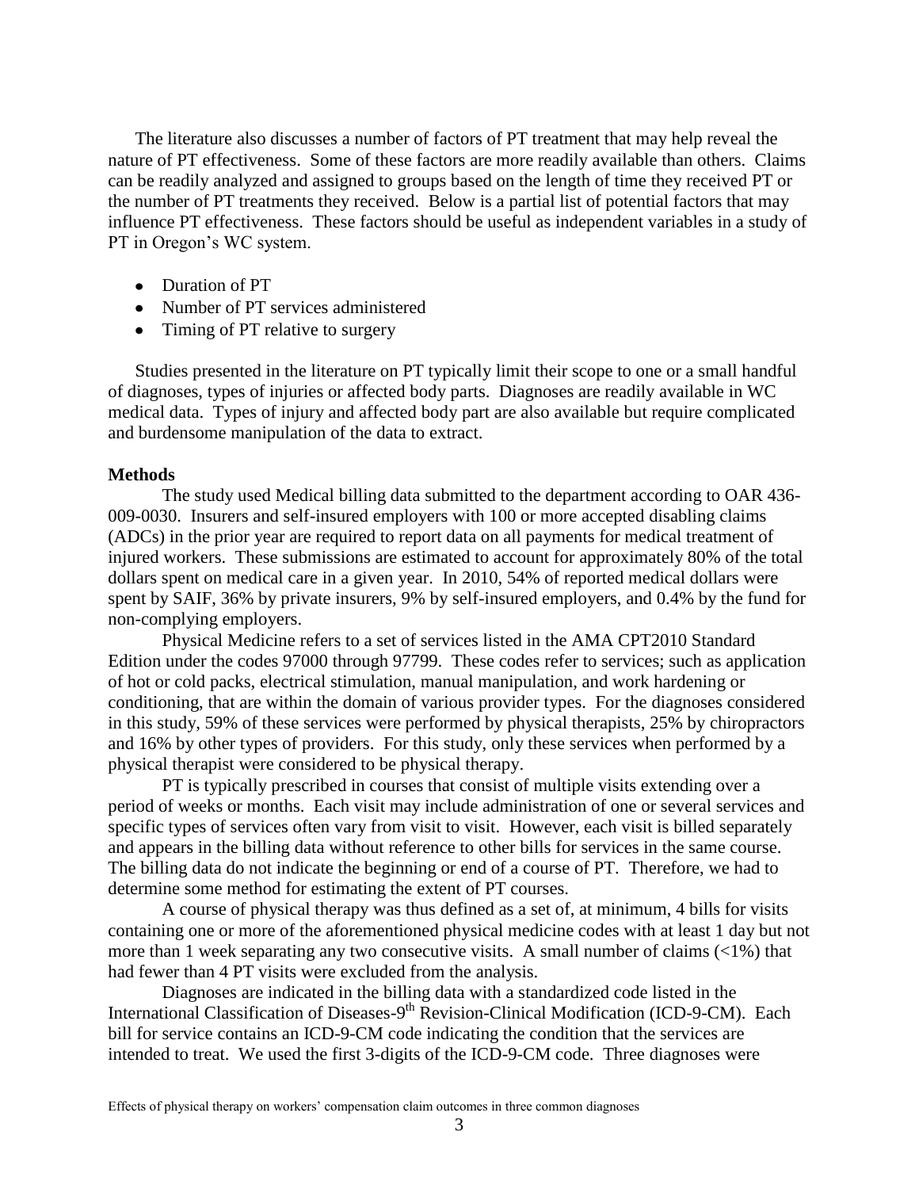The literature also discusses a number of factors of PT treatment that may help reveal the nature of PT effectiveness. Some of these factors are more readily available than others. Claims can be readily analyzed and assigned to groups based on the length of time they received PT or the number of PT treatments they received. Below is a partial list of potential factors that may influence PT effectiveness. These factors should be useful as independent variables in a study of PT in Oregon's WC system.

- Duration of PT
- Number of PT services administered
- Timing of PT relative to surgery

Studies presented in the literature on PT typically limit their scope to one or a small handful of diagnoses, types of injuries or affected body parts. Diagnoses are readily available in WC medical data. Types of injury and affected body part are also available but require complicated and burdensome manipulation of the data to extract.

**Methods**

The study used Medical billing data submitted to the department according to OAR 436-009-0030. Insurers and self-insured employers with 100 or more accepted disabling claims (ADCs) in the prior year are required to report data on all payments for medical treatment of injured workers. These submissions are estimated to account for approximately 80% of the total dollars spent on medical care in a given year. In 2010, 54% of reported medical dollars were spent by SAIF, 36% by private insurers, 9% by self-insured employers, and 0.4% by the fund for non-complying employers.

Physical Medicine refers to a set of services listed in the AMA CPT2010 Standard Edition under the codes 97000 through 97799. These codes refer to services; such as application of hot or cold packs, electrical stimulation, manual manipulation, and work hardening or conditioning, that are within the domain of various provider types. For the diagnoses considered in this study, 59% of these services were performed by physical therapists, 25% by chiropractors and 16% by other types of providers. For this study, only these services when performed by a physical therapist were considered to be physical therapy.

PT is typically prescribed in courses that consist of multiple visits extending over a period of weeks or months. Each visit may include administration of one or several services and specific types of services often vary from visit to visit. However, each visit is billed separately and appears in the billing data without reference to other bills for services in the same course. The billing data do not indicate the beginning or end of a course of PT. Therefore, we had to determine some method for estimating the extent of PT courses.

A course of physical therapy was thus defined as a set of, at minimum, 4 bills for visits containing one or more of the aforementioned physical medicine codes with at least 1 day but not more than 1 week separating any two consecutive visits. A small number of claims (<1%) that had fewer than 4 PT visits were excluded from the analysis.

Diagnoses are indicated in the billing data with a standardized code listed in the International Classification of Diseases-9th Revision-Clinical Modification (ICD-9-CM). Each bill for service contains an ICD-9-CM code indicating the condition that the services are intended to treat. We used the first 3-digits of the ICD-9-CM code. Three diagnoses were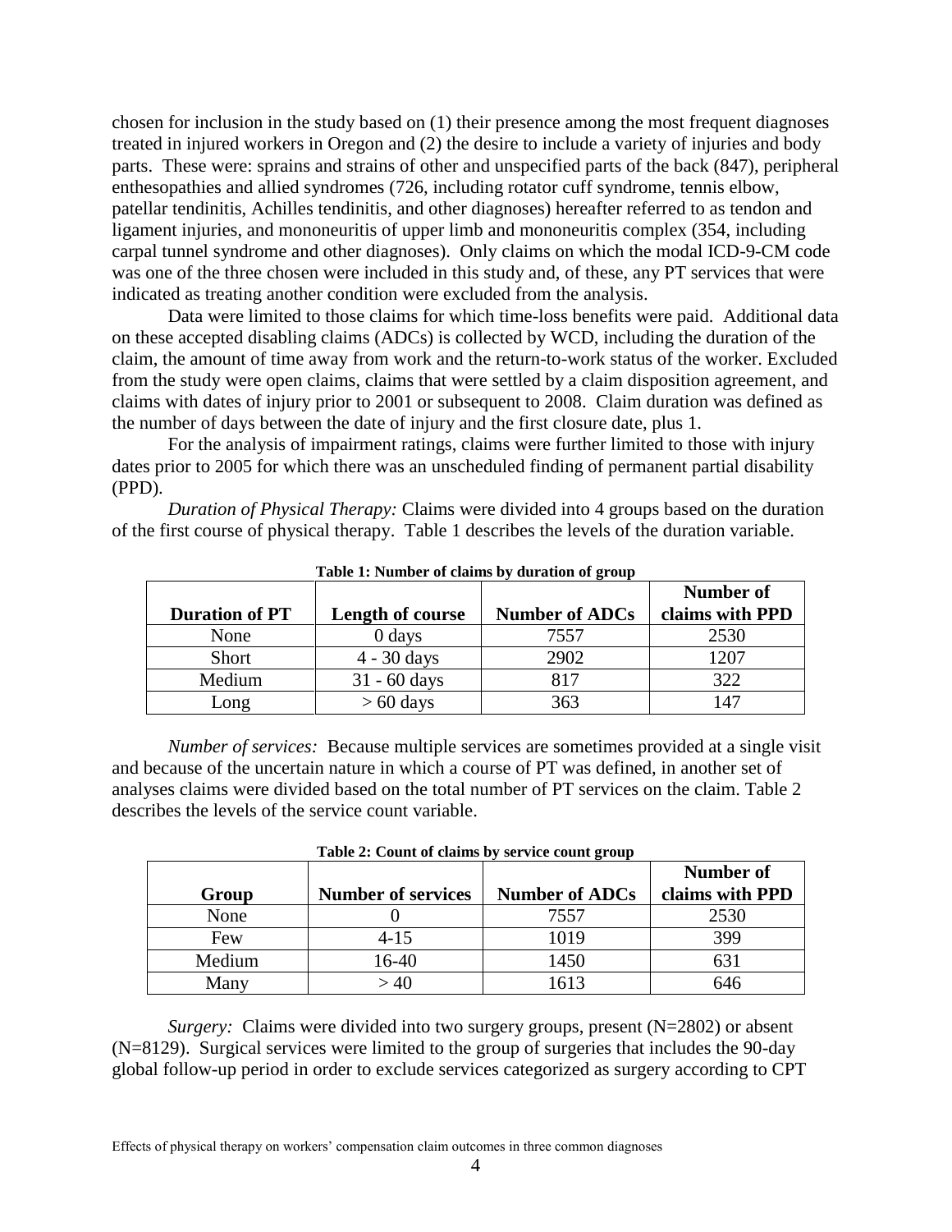chosen for inclusion in the study based on (1) their presence among the most frequent diagnoses treated in injured workers in Oregon and (2) the desire to include a variety of injuries and body parts. These were: sprains and strains of other and unspecified parts of the back (847), peripheral enthesopathies and allied syndromes (726, including rotator cuff syndrome, tennis elbow, patellar tendinitis, Achilles tendinitis, and other diagnoses) hereafter referred to as tendon and ligament injuries, and mononeuritis of upper limb and mononeuritis complex (354, including carpal tunnel syndrome and other diagnoses). Only claims on which the modal ICD-9-CM code was one of the three chosen were included in this study and, of these, any PT services that were indicated as treating another condition were excluded from the analysis.

Data were limited to those claims for which time-loss benefits were paid. Additional data on these accepted disabling claims (ADCs) is collected by WCD, including the duration of the claim, the amount of time away from work and the return-to-work status of the worker. Excluded from the study were open claims, claims that were settled by a claim disposition agreement, and claims with dates of injury prior to 2001 or subsequent to 2008. Claim duration was defined as the number of days between the date of injury and the first closure date, plus 1.

For the analysis of impairment ratings, claims were further limited to those with injury dates prior to 2005 for which there was an unscheduled finding of permanent partial disability (PPD).

*Duration of Physical Therapy:* Claims were divided into 4 groups based on the duration of the first course of physical therapy. Table 1 describes the levels of the duration variable.

**Table 1: Number of claims by duration of group**

| Duration of PT | Length of course | Number of ADCs | Number of claims with PPD |
|---|---|---|---|
| None | 0 days | 7557 | 2530 |
| Short | 4 - 30 days | 2902 | 1207 |
| Medium | 31 - 60 days | 817 | 322 |
| Long | > 60 days | 363 | 147 |

*Number of services:* Because multiple services are sometimes provided at a single visit and because of the uncertain nature in which a course of PT was defined, in another set of analyses claims were divided based on the total number of PT services on the claim. Table 2 describes the levels of the service count variable.

**Table 2: Count of claims by service count group**

| Group | Number of services | Number of ADCs | Number of claims with PPD |
|---|---|---|---|
| None | 0 | 7557 | 2530 |
| Few | 4-15 | 1019 | 399 |
| Medium | 16-40 | 1450 | 631 |
| Many | > 40 | 1613 | 646 |

*Surgery:* Claims were divided into two surgery groups, present (N=2802) or absent (N=8129). Surgical services were limited to the group of surgeries that includes the 90-day global follow-up period in order to exclude services categorized as surgery according to CPT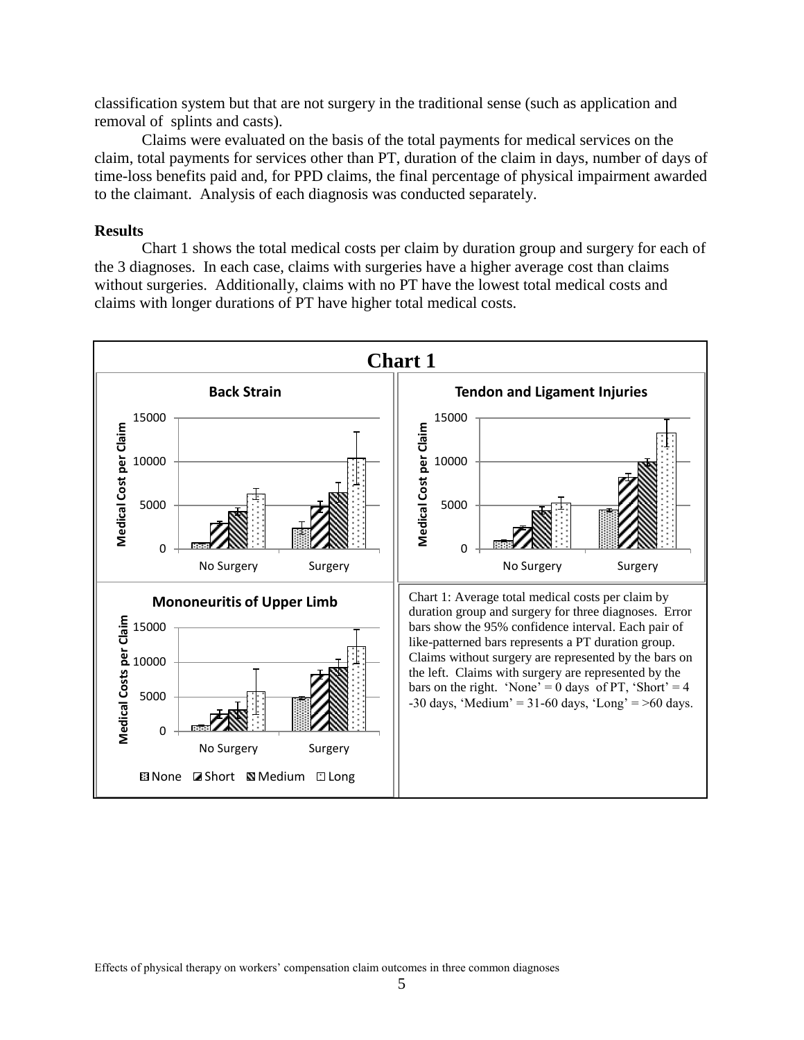classification system but that are not surgery in the traditional sense (such as application and removal of splints and casts).

Claims were evaluated on the basis of the total payments for medical services on the claim, total payments for services other than PT, duration of the claim in days, number of days of time-loss benefits paid and, for PPD claims, the final percentage of physical impairment awarded to the claimant. Analysis of each diagnosis was conducted separately.

**Results**

Chart 1 shows the total medical costs per claim by duration group and surgery for each of the 3 diagnoses. In each case, claims with surgeries have a higher average cost than claims without surgeries. Additionally, claims with no PT have the lowest total medical costs and claims with longer durations of PT have higher total medical costs.

**Chart 1**

Chart 1: Average total medical costs per claim by duration group and surgery for three diagnoses. Error bars show the 95% confidence interval. Each pair of like-patterned bars represents a PT duration group. Claims without surgery are represented by the bars on the left. Claims with surgery are represented by the bars on the right. 'None' = 0 days of PT, 'Short' = 4 -30 days, 'Medium' = 31-60 days, 'Long' = >60 days.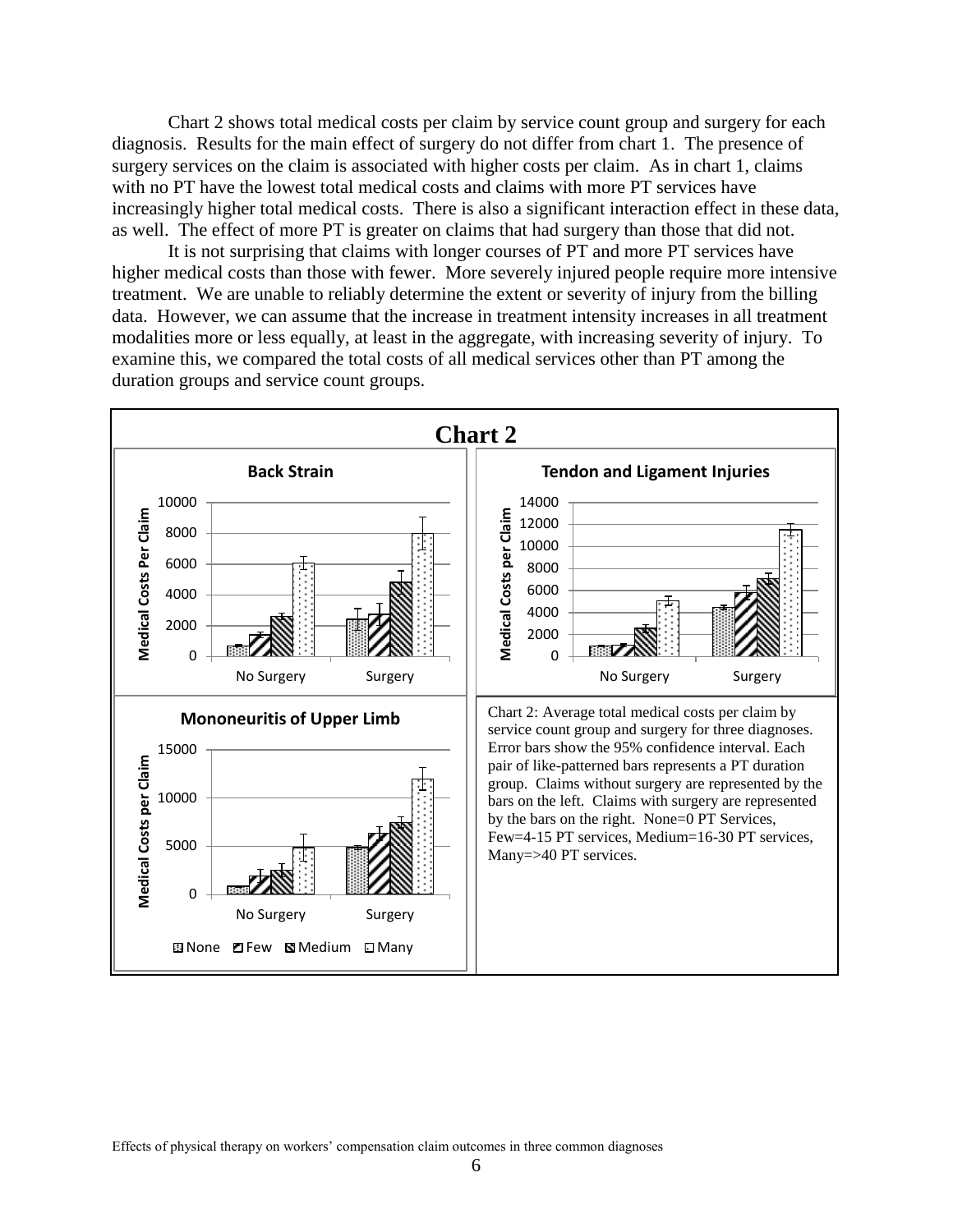Chart 2 shows total medical costs per claim by service count group and surgery for each diagnosis. Results for the main effect of surgery do not differ from chart 1. The presence of surgery services on the claim is associated with higher costs per claim. As in chart 1, claims with no PT have the lowest total medical costs and claims with more PT services have increasingly higher total medical costs. There is also a significant interaction effect in these data, as well. The effect of more PT is greater on claims that had surgery than those that did not.

It is not surprising that claims with longer courses of PT and more PT services have higher medical costs than those with fewer. More severely injured people require more intensive treatment. We are unable to reliably determine the extent or severity of injury from the billing data. However, we can assume that the increase in treatment intensity increases in all treatment modalities more or less equally, at least in the aggregate, with increasing severity of injury. To examine this, we compared the total costs of all medical services other than PT among the duration groups and service count groups.

**Chart 2**

Chart 2: Average total medical costs per claim by service count group and surgery for three diagnoses. Error bars show the 95% confidence interval. Each pair of like-patterned bars represents a PT duration group. Claims without surgery are represented by the bars on the left. Claims with surgery are represented by the bars on the right. None=0 PT Services, Few=4-15 PT services, Medium=16-30 PT services, Many=>40 PT services.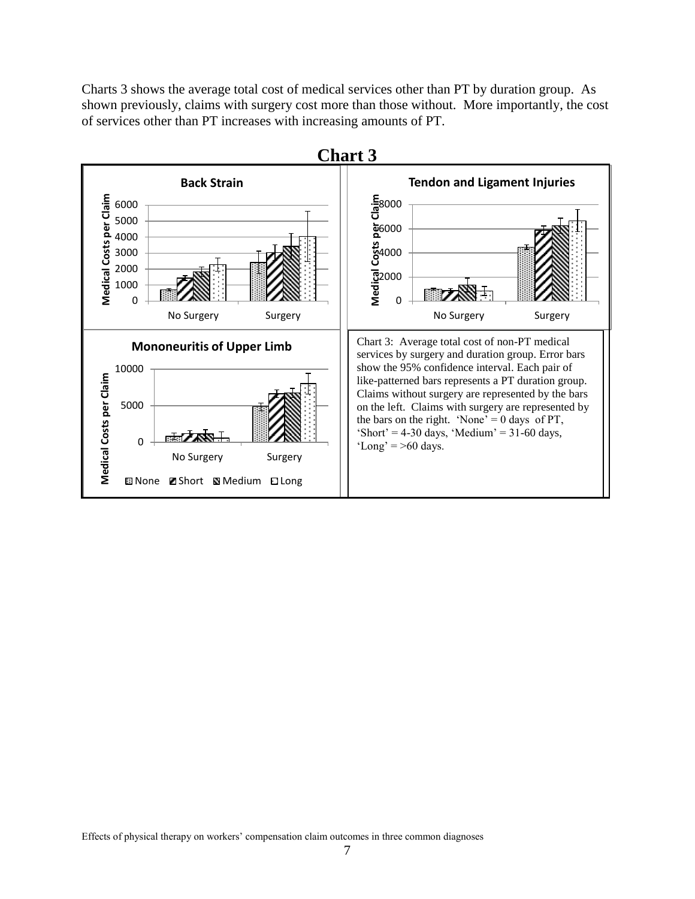Charts 3 shows the average total cost of medical services other than PT by duration group. As shown previously, claims with surgery cost more than those without. More importantly, the cost of services other than PT increases with increasing amounts of PT.

**Chart 3**

Chart 3: Average total cost of non-PT medical services by surgery and duration group. Error bars show the 95% confidence interval. Each pair of like-patterned bars represents a PT duration group. Claims without surgery are represented by the bars on the left. Claims with surgery are represented by the bars on the right. 'None' = 0 days of PT, 'Short' = 4-30 days, 'Medium' = 31-60 days, 'Long' = >60 days.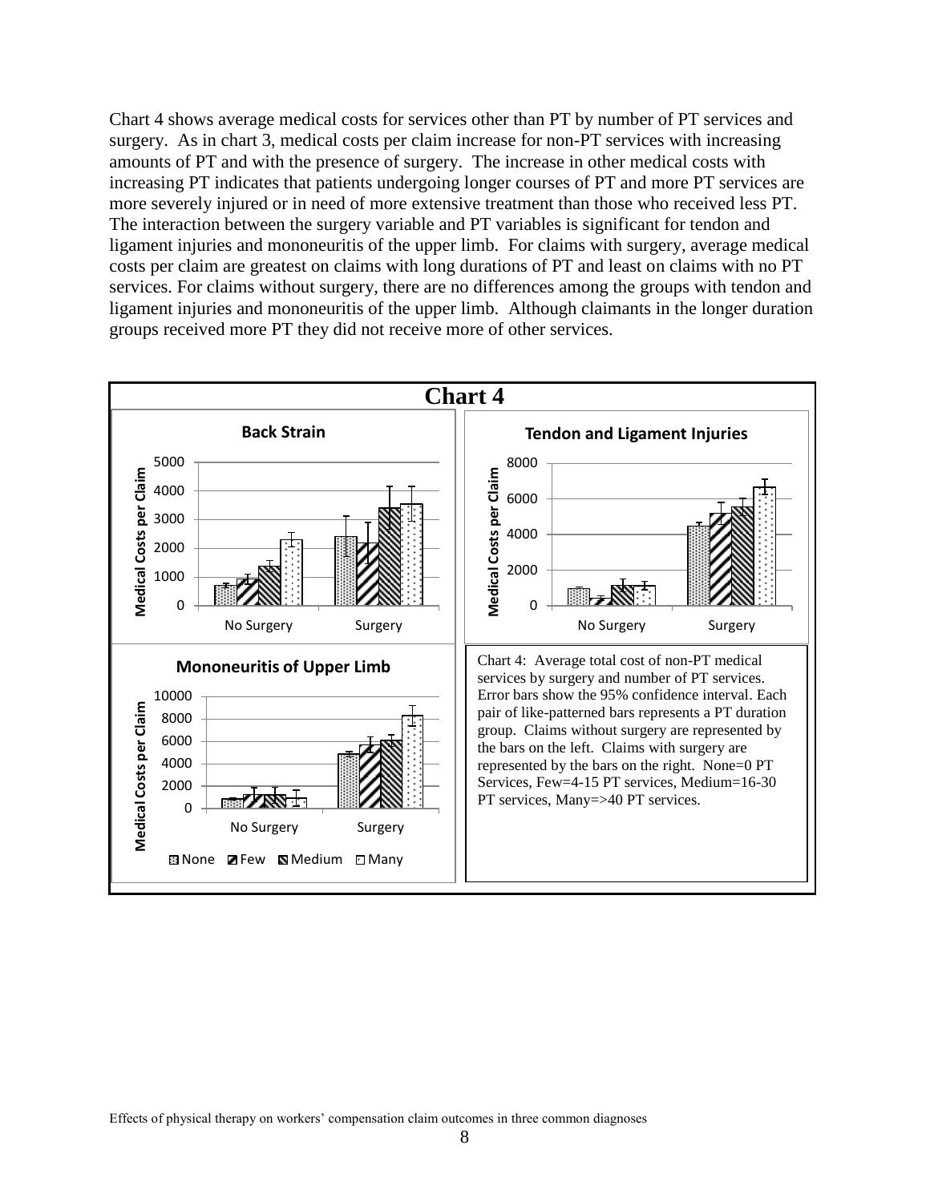Chart 4 shows average medical costs for services other than PT by number of PT services and surgery. As in chart 3, medical costs per claim increase for non-PT services with increasing amounts of PT and with the presence of surgery. The increase in other medical costs with increasing PT indicates that patients undergoing longer courses of PT and more PT services are more severely injured or in need of more extensive treatment than those who received less PT. The interaction between the surgery variable and PT variables is significant for tendon and ligament injuries and mononeuritis of the upper limb. For claims with surgery, average medical costs per claim are greatest on claims with long durations of PT and least on claims with no PT services. For claims without surgery, there are no differences among the groups with tendon and ligament injuries and mononeuritis of the upper limb. Although claimants in the longer duration groups received more PT they did not receive more of other services.

**Chart 4**

**Back Strain**

**Tendon and Ligament Injuries**

**Mononeuritis of Upper Limb**

Chart 4: Average total cost of non-PT medical services by surgery and number of PT services. Error bars show the 95% confidence interval. Each pair of like-patterned bars represents a PT duration group. Claims without surgery are represented by the bars on the left. Claims with surgery are represented by the bars on the right. None=0 PT Services, Few=4-15 PT services, Medium=16-30 PT services, Many=>40 PT services.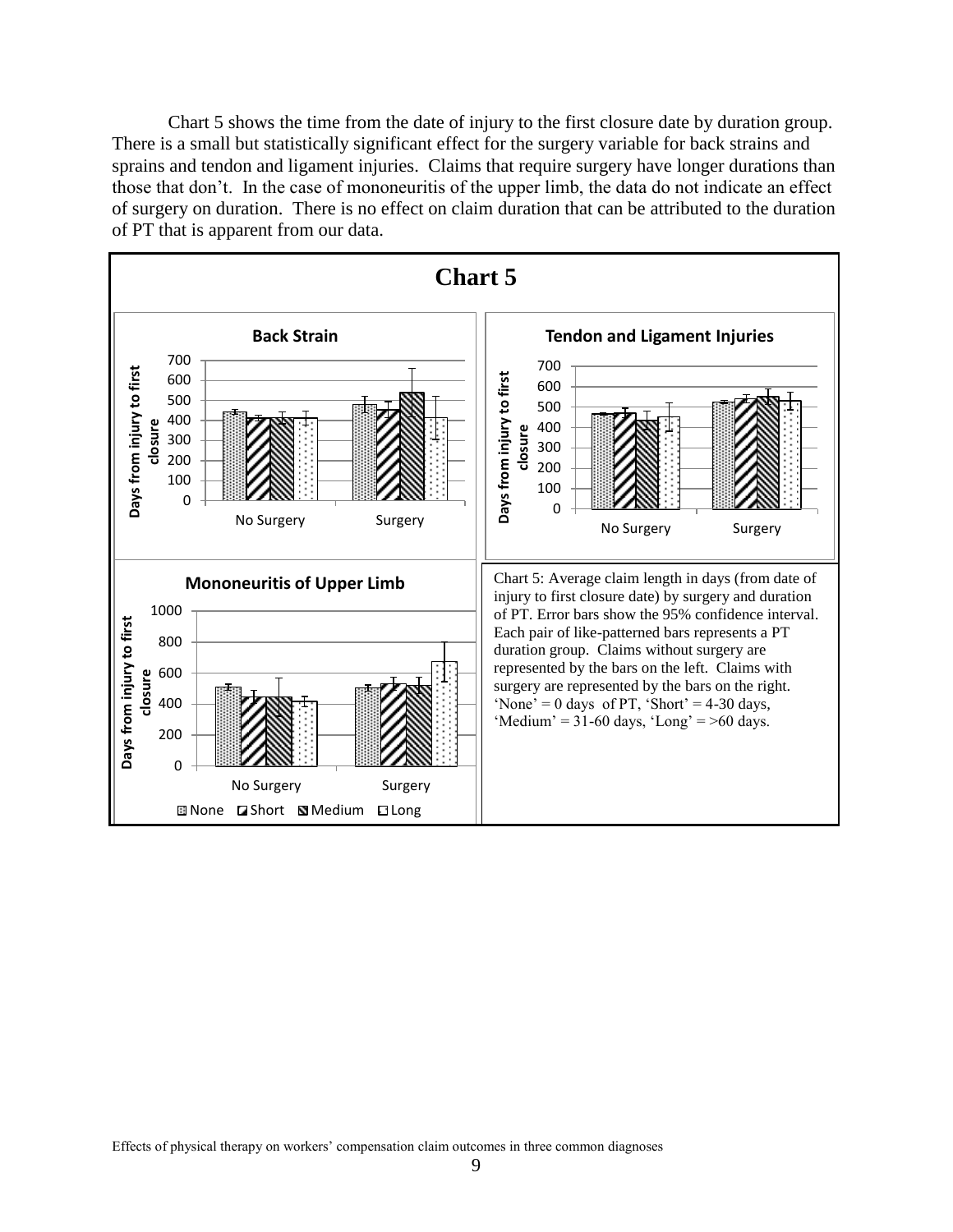Chart 5 shows the time from the date of injury to the first closure date by duration group. There is a small but statistically significant effect for the surgery variable for back strains and sprains and tendon and ligament injuries. Claims that require surgery have longer durations than those that don't. In the case of mononeuritis of the upper limb, the data do not indicate an effect of surgery on duration. There is no effect on claim duration that can be attributed to the duration of PT that is apparent from our data.

## Chart 5

Chart 5: Average claim length in days (from date of injury to first closure date) by surgery and duration of PT. Error bars show the 95% confidence interval. Each pair of like-patterned bars represents a PT duration group. Claims without surgery are represented by the bars on the left. Claims with surgery are represented by the bars on the right. 'None' = 0 days of PT, 'Short' = 4-30 days, 'Medium' = 31-60 days, 'Long' = >60 days.

Effects of physical therapy on workers' compensation claim outcomes in three common diagnoses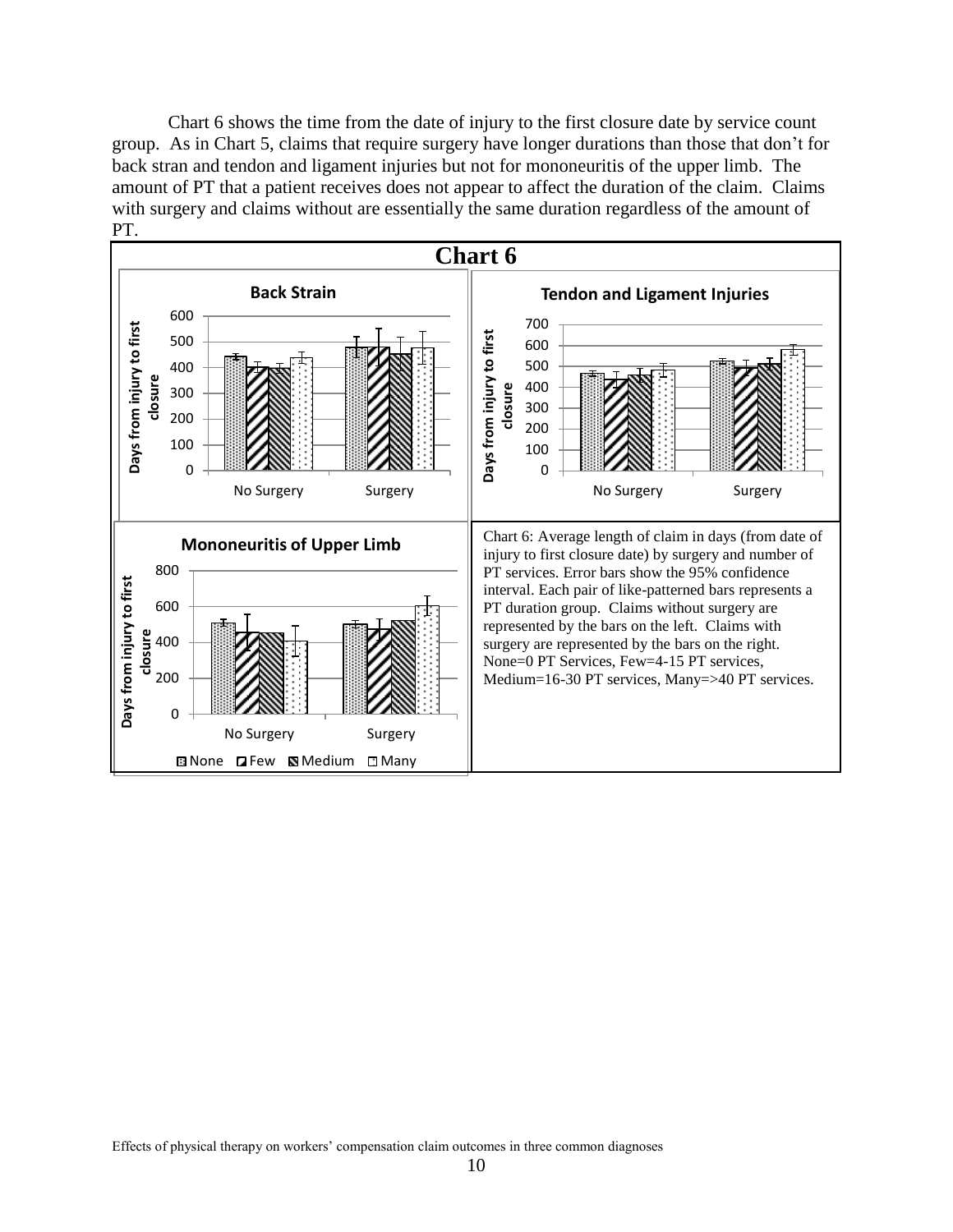Chart 6 shows the time from the date of injury to the first closure date by service count group. As in Chart 5, claims that require surgery have longer durations than those that don't for back stran and tendon and ligament injuries but not for mononeuritis of the upper limb. The amount of PT that a patient receives does not appear to affect the duration of the claim. Claims with surgery and claims without are essentially the same duration regardless of the amount of PT.

**Chart 6**

Chart 6: Average length of claim in days (from date of injury to first closure date) by surgery and number of PT services. Error bars show the 95% confidence interval. Each pair of like-patterned bars represents a PT duration group. Claims without surgery are represented by the bars on the left. Claims with surgery are represented by the bars on the right. None=0 PT Services, Few=4-15 PT services, Medium=16-30 PT services, Many=>40 PT services.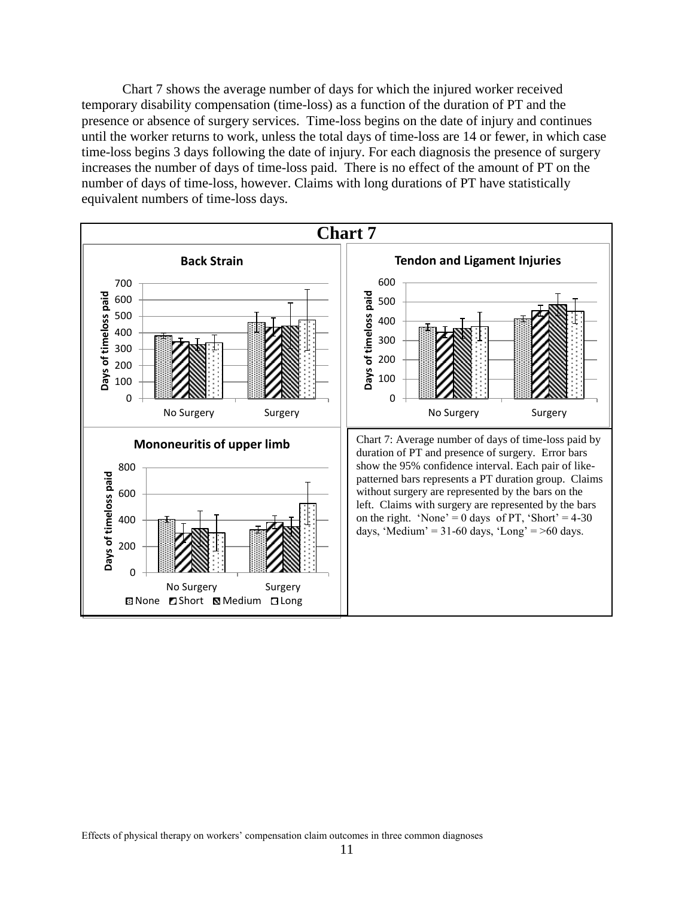Chart 7 shows the average number of days for which the injured worker received temporary disability compensation (time-loss) as a function of the duration of PT and the presence or absence of surgery services. Time-loss begins on the date of injury and continues until the worker returns to work, unless the total days of time-loss are 14 or fewer, in which case time-loss begins 3 days following the date of injury. For each diagnosis the presence of surgery increases the number of days of time-loss paid. There is no effect of the amount of PT on the number of days of time-loss, however. Claims with long durations of PT have statistically equivalent numbers of time-loss days.

**Chart 7**

Chart 7: Average number of days of time-loss paid by duration of PT and presence of surgery. Error bars show the 95% confidence interval. Each pair of like-patterned bars represents a PT duration group. Claims without surgery are represented by the bars on the left. Claims with surgery are represented by the bars on the right. 'None' = 0 days of PT, 'Short' = 4-30 days, 'Medium' = 31-60 days, 'Long' = >60 days.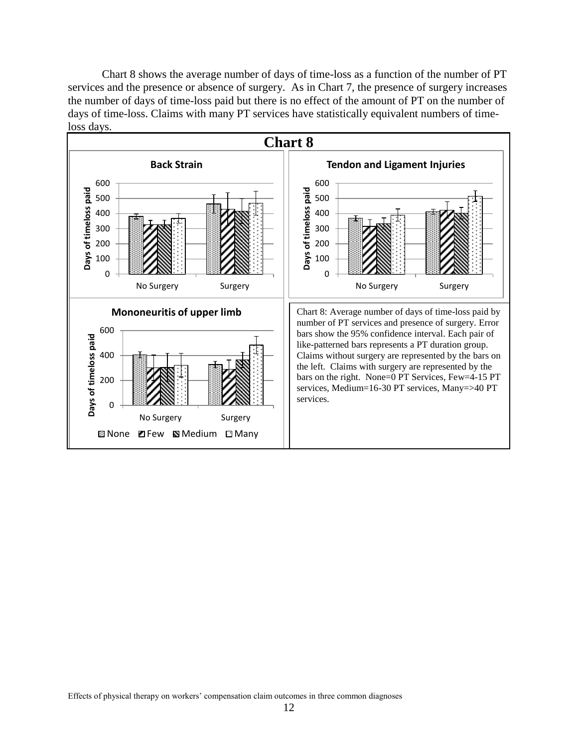Chart 8 shows the average number of days of time-loss as a function of the number of PT services and the presence or absence of surgery. As in Chart 7, the presence of surgery increases the number of days of time-loss paid but there is no effect of the amount of PT on the number of days of time-loss. Claims with many PT services have statistically equivalent numbers of time-loss days.

**Chart 8**

Chart 8: Average number of days of time-loss paid by number of PT services and presence of surgery. Error bars show the 95% confidence interval. Each pair of like-patterned bars represents a PT duration group. Claims without surgery are represented by the bars on the left. Claims with surgery are represented by the bars on the right. None=0 PT Services, Few=4-15 PT services, Medium=16-30 PT services, Many=>40 PT services.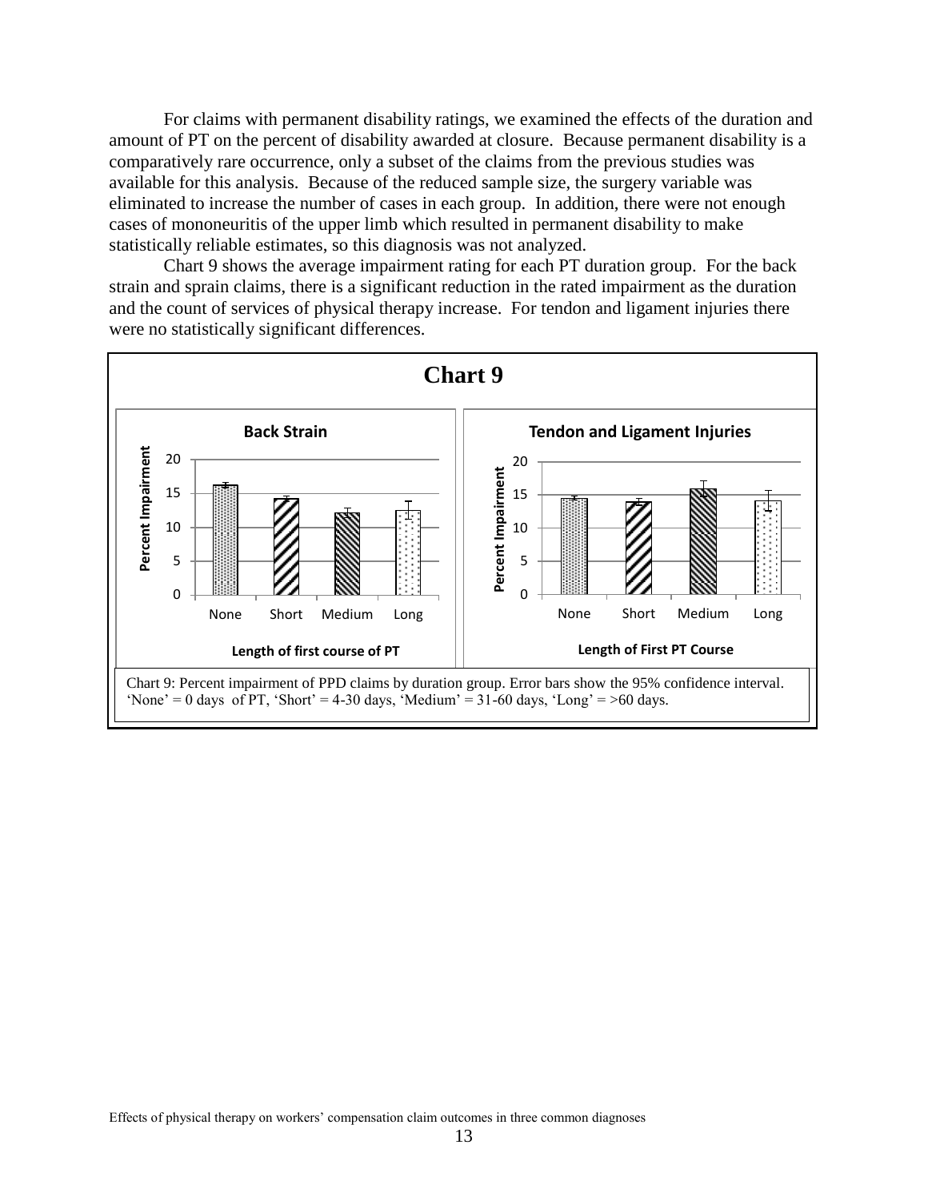For claims with permanent disability ratings, we examined the effects of the duration and amount of PT on the percent of disability awarded at closure. Because permanent disability is a comparatively rare occurrence, only a subset of the claims from the previous studies was available for this analysis. Because of the reduced sample size, the surgery variable was eliminated to increase the number of cases in each group. In addition, there were not enough cases of mononeuritis of the upper limb which resulted in permanent disability to make statistically reliable estimates, so this diagnosis was not analyzed.

Chart 9 shows the average impairment rating for each PT duration group. For the back strain and sprain claims, there is a significant reduction in the rated impairment as the duration and the count of services of physical therapy increase. For tendon and ligament injuries there were no statistically significant differences.

**Chart 9**

Chart 9: Percent impairment of PPD claims by duration group. Error bars show the 95% confidence interval. 'None' = 0 days of PT, 'Short' = 4-30 days, 'Medium' = 31-60 days, 'Long' = >60 days.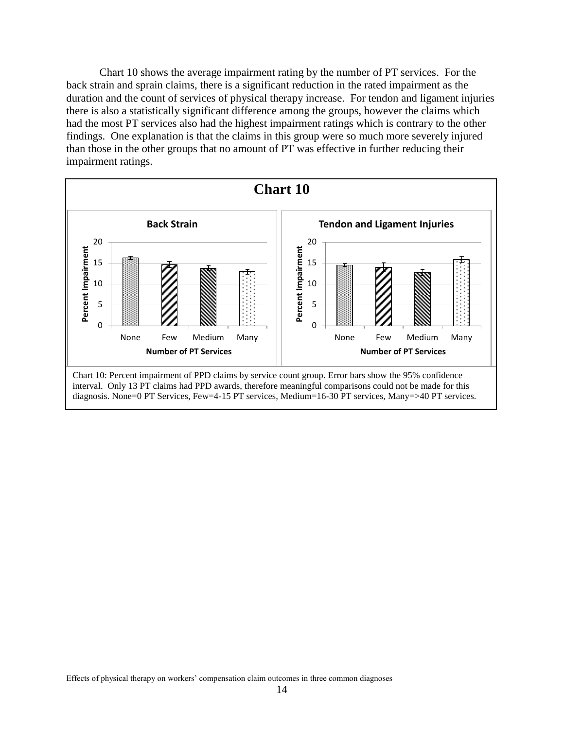Chart 10 shows the average impairment rating by the number of PT services. For the back strain and sprain claims, there is a significant reduction in the rated impairment as the duration and the count of services of physical therapy increase. For tendon and ligament injuries there is also a statistically significant difference among the groups, however the claims which had the most PT services also had the highest impairment ratings which is contrary to the other findings. One explanation is that the claims in this group were so much more severely injured than those in the other groups that no amount of PT was effective in further reducing their impairment ratings.

**Chart 10**

**Back Strain**

**Tendon and Ligament Injuries**

Chart 10: Percent impairment of PPD claims by service count group. Error bars show the 95% confidence interval. Only 13 PT claims had PPD awards, therefore meaningful comparisons could not be made for this diagnosis. None=0 PT Services, Few=4-15 PT services, Medium=16-30 PT services, Many=>40 PT services.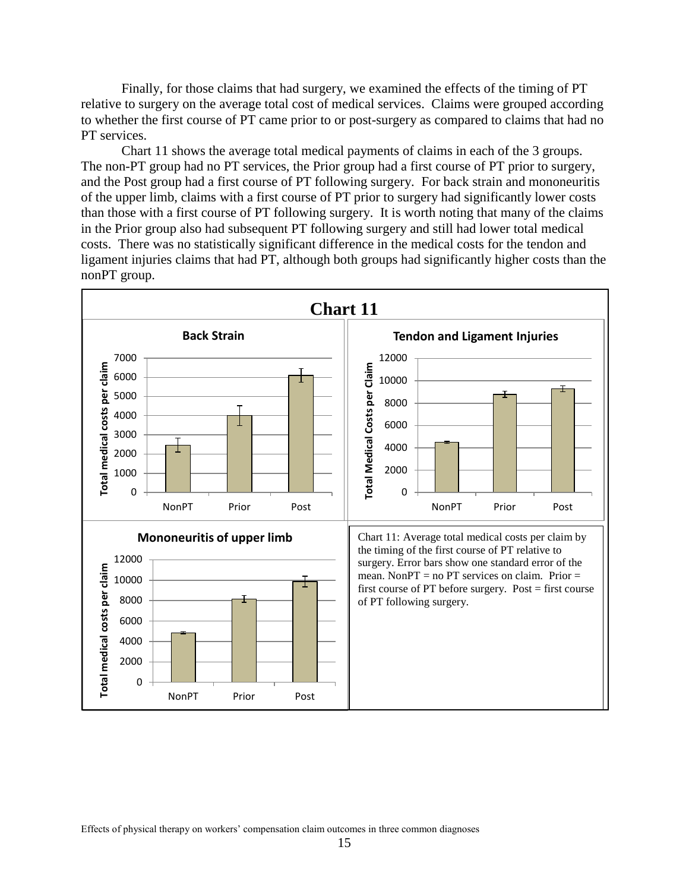Finally, for those claims that had surgery, we examined the effects of the timing of PT relative to surgery on the average total cost of medical services. Claims were grouped according to whether the first course of PT came prior to or post-surgery as compared to claims that had no PT services.

Chart 11 shows the average total medical payments of claims in each of the 3 groups. The non-PT group had no PT services, the Prior group had a first course of PT prior to surgery, and the Post group had a first course of PT following surgery. For back strain and mononeuritis of the upper limb, claims with a first course of PT prior to surgery had significantly lower costs than those with a first course of PT following surgery. It is worth noting that many of the claims in the Prior group also had subsequent PT following surgery and still had lower total medical costs. There was no statistically significant difference in the medical costs for the tendon and ligament injuries claims that had PT, although both groups had significantly higher costs than the nonPT group.

**Chart 11**

Chart 11: Average total medical costs per claim by the timing of the first course of PT relative to surgery. Error bars show one standard error of the mean. NonPT = no PT services on claim. Prior = first course of PT before surgery. Post = first course of PT following surgery.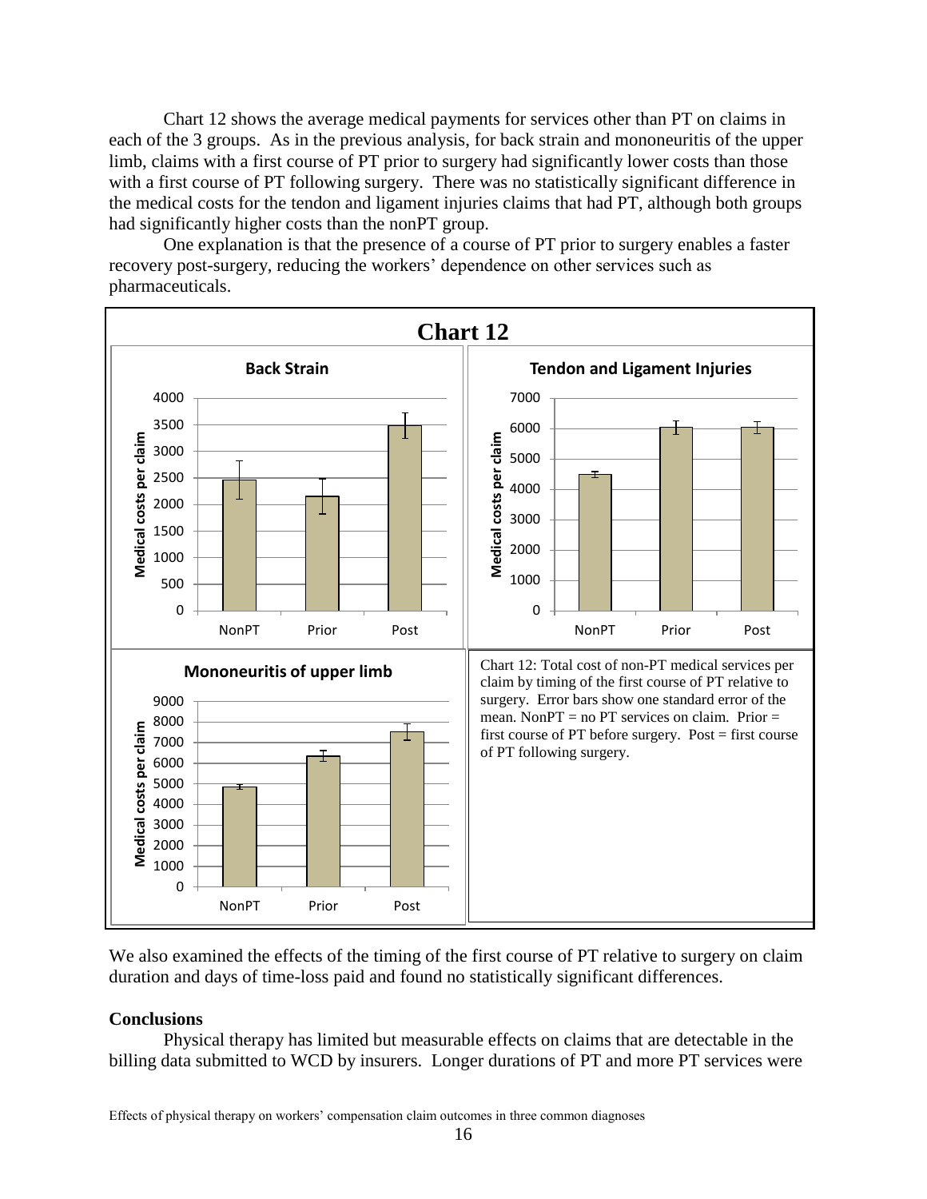Chart 12 shows the average medical payments for services other than PT on claims in each of the 3 groups. As in the previous analysis, for back strain and mononeuritis of the upper limb, claims with a first course of PT prior to surgery had significantly lower costs than those with a first course of PT following surgery. There was no statistically significant difference in the medical costs for the tendon and ligament injuries claims that had PT, although both groups had significantly higher costs than the nonPT group.

One explanation is that the presence of a course of PT prior to surgery enables a faster recovery post-surgery, reducing the workers' dependence on other services such as pharmaceuticals.

**Chart 12**

Chart 12: Total cost of non-PT medical services per claim by timing of the first course of PT relative to surgery. Error bars show one standard error of the mean. NonPT = no PT services on claim. Prior = first course of PT before surgery. Post = first course of PT following surgery.

We also examined the effects of the timing of the first course of PT relative to surgery on claim duration and days of time-loss paid and found no statistically significant differences.

**Conclusions**

Physical therapy has limited but measurable effects on claims that are detectable in the billing data submitted to WCD by insurers. Longer durations of PT and more PT services were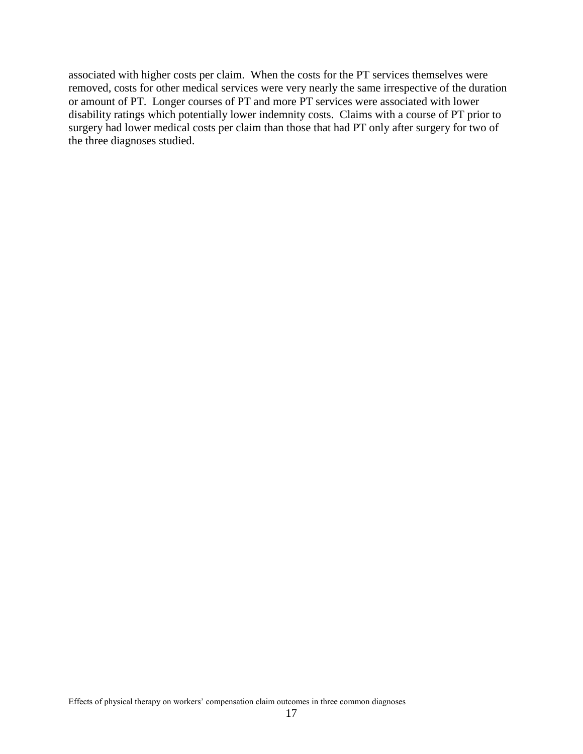associated with higher costs per claim. When the costs for the PT services themselves were removed, costs for other medical services were very nearly the same irrespective of the duration or amount of PT. Longer courses of PT and more PT services were associated with lower disability ratings which potentially lower indemnity costs. Claims with a course of PT prior to surgery had lower medical costs per claim than those that had PT only after surgery for two of the three diagnoses studied.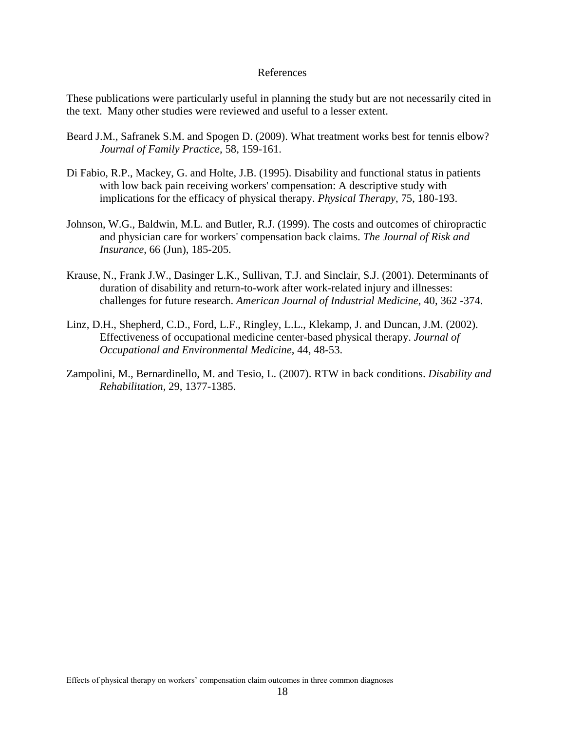# References

These publications were particularly useful in planning the study but are not necessarily cited in the text. Many other studies were reviewed and useful to a lesser extent.

Beard J.M., Safranek S.M. and Spogen D. (2009). What treatment works best for tennis elbow? *Journal of Family Practice*, 58, 159-161.

Di Fabio, R.P., Mackey, G. and Holte, J.B. (1995). Disability and functional status in patients with low back pain receiving workers' compensation: A descriptive study with implications for the efficacy of physical therapy. *Physical Therapy*, 75, 180-193.

Johnson, W.G., Baldwin, M.L. and Butler, R.J. (1999). The costs and outcomes of chiropractic and physician care for workers' compensation back claims. *The Journal of Risk and Insurance*, 66 (Jun), 185-205.

Krause, N., Frank J.W., Dasinger L.K., Sullivan, T.J. and Sinclair, S.J. (2001). Determinants of duration of disability and return-to-work after work-related injury and illnesses: challenges for future research. *American Journal of Industrial Medicine*, 40, 362 -374.

Linz, D.H., Shepherd, C.D., Ford, L.F., Ringley, L.L., Klekamp, J. and Duncan, J.M. (2002). Effectiveness of occupational medicine center-based physical therapy. *Journal of Occupational and Environmental Medicine*, 44, 48-53.

Zampolini, M., Bernardinello, M. and Tesio, L. (2007). RTW in back conditions. *Disability and Rehabilitation*, 29, 1377-1385.